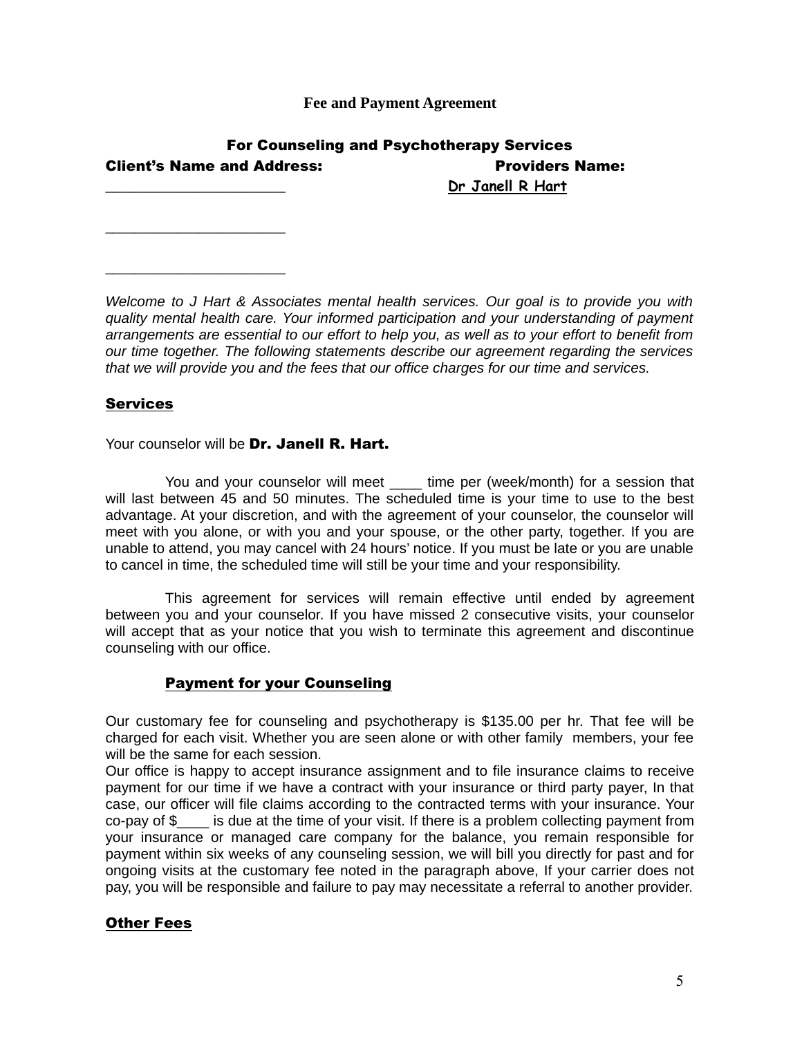**Fee and Payment Agreement**

**For Counseling and Psychotherapy Services**

**Client's Name and Address:** **Providers Name:**

______________________ **Dr Janell R Hart**

______________________

______________________

*Welcome to J Hart & Associates mental health services. Our goal is to provide you with quality mental health care. Your informed participation and your understanding of payment arrangements are essential to our effort to help you, as well as to your effort to benefit from our time together. The following statements describe our agreement regarding the services that we will provide you and the fees that our office charges for our time and services.*

## Services

Your counselor will be **Dr. Janell R. Hart.**

You and your counselor will meet ____ time per (week/month) for a session that will last between 45 and 50 minutes. The scheduled time is your time to use to the best advantage. At your discretion, and with the agreement of your counselor, the counselor will meet with you alone, or with you and your spouse, or the other party, together. If you are unable to attend, you may cancel with 24 hours' notice. If you must be late or you are unable to cancel in time, the scheduled time will still be your time and your responsibility.

This agreement for services will remain effective until ended by agreement between you and your counselor. If you have missed 2 consecutive visits, your counselor will accept that as your notice that you wish to terminate this agreement and discontinue counseling with our office.

## Payment for your Counseling

Our customary fee for counseling and psychotherapy is $135.00 per hr. That fee will be charged for each visit. Whether you are seen alone or with other family members, your fee will be the same for each session.

Our office is happy to accept insurance assignment and to file insurance claims to receive payment for our time if we have a contract with your insurance or third party payer, In that case, our officer will file claims according to the contracted terms with your insurance. Your co-pay of $____ is due at the time of your visit. If there is a problem collecting payment from your insurance or managed care company for the balance, you remain responsible for payment within six weeks of any counseling session, we will bill you directly for past and for ongoing visits at the customary fee noted in the paragraph above, If your carrier does not pay, you will be responsible and failure to pay may necessitate a referral to another provider.

## Other Fees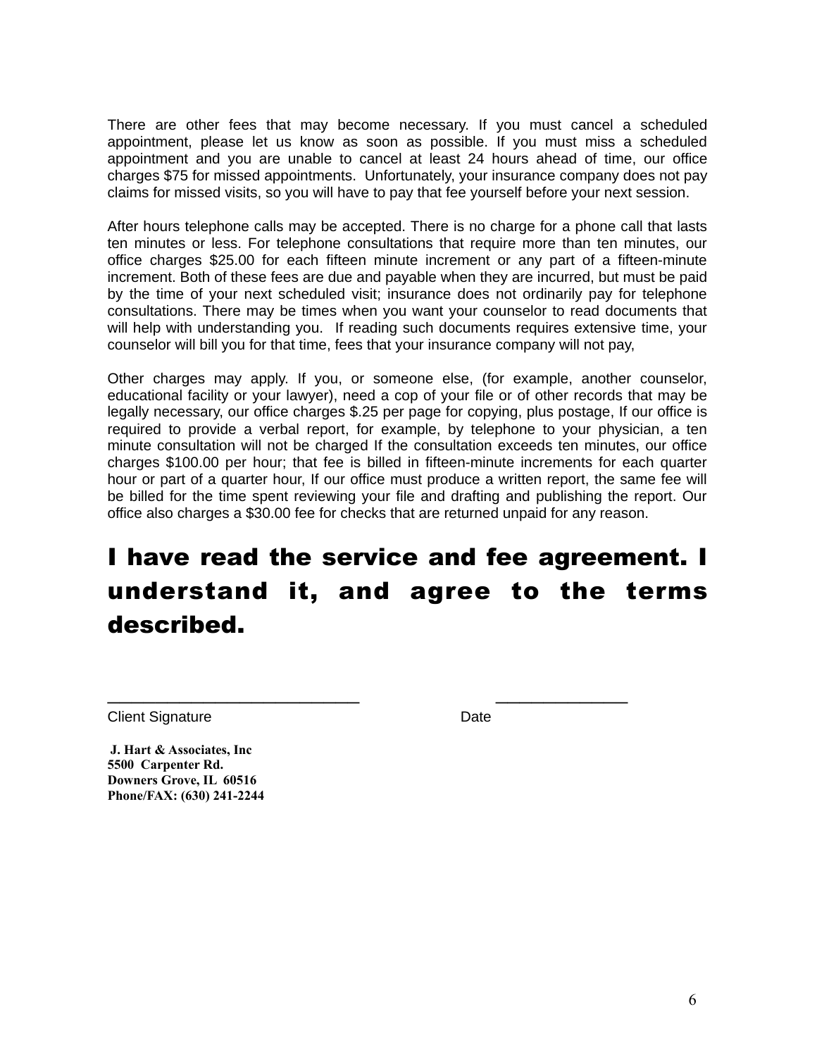There are other fees that may become necessary. If you must cancel a scheduled appointment, please let us know as soon as possible. If you must miss a scheduled appointment and you are unable to cancel at least 24 hours ahead of time, our office charges $75 for missed appointments. Unfortunately, your insurance company does not pay claims for missed visits, so you will have to pay that fee yourself before your next session.

After hours telephone calls may be accepted. There is no charge for a phone call that lasts ten minutes or less. For telephone consultations that require more than ten minutes, our office charges $25.00 for each fifteen minute increment or any part of a fifteen-minute increment. Both of these fees are due and payable when they are incurred, but must be paid by the time of your next scheduled visit; insurance does not ordinarily pay for telephone consultations. There may be times when you want your counselor to read documents that will help with understanding you. If reading such documents requires extensive time, your counselor will bill you for that time, fees that your insurance company will not pay,

Other charges may apply. If you, or someone else, (for example, another counselor, educational facility or your lawyer), need a cop of your file or of other records that may be legally necessary, our office charges $.25 per page for copying, plus postage, If our office is required to provide a verbal report, for example, by telephone to your physician, a ten minute consultation will not be charged If the consultation exceeds ten minutes, our office charges $100.00 per hour; that fee is billed in fifteen-minute increments for each quarter hour or part of a quarter hour, If our office must produce a written report, the same fee will be billed for the time spent reviewing your file and drafting and publishing the report. Our office also charges a $30.00 fee for checks that are returned unpaid for any reason.

**I have read the service and fee agreement. I understand it, and agree to the terms described.**

\_\_\_\_\_\_\_\_\_\_\_\_\_\_\_\_\_\_\_\_\_\_\_\_\_\_\_\_ \_\_\_\_\_\_\_\_\_\_\_\_\_\_\_

Client Signature Date

**J. Hart & Associates, Inc**
**5500 Carpenter Rd.**
**Downers Grove, IL 60516**
**Phone/FAX: (630) 241-2244**